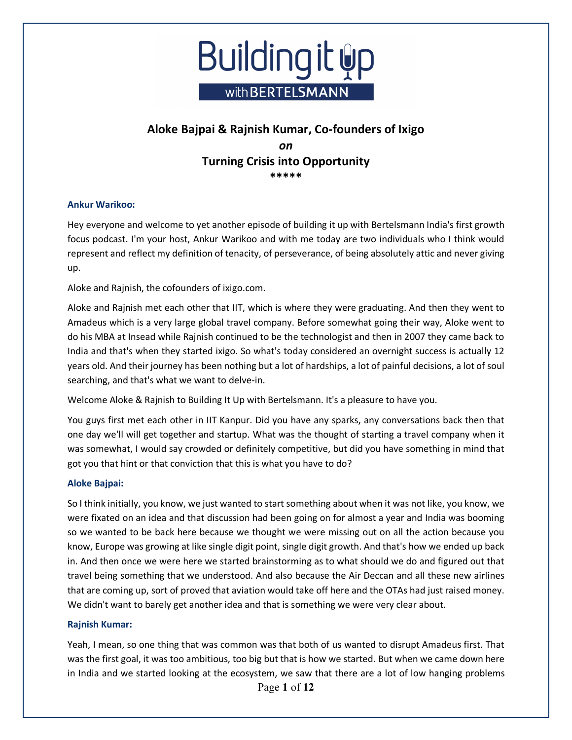# Building it up with BERTELSMANN

## Aloke Bajpai & Rajnish Kumar, Co-founders of Ixigo

*on*

## Turning Crisis into Opportunity

*****

**Ankur Warikoo:**

Hey everyone and welcome to yet another episode of building it up with Bertelsmann India's first growth focus podcast. I'm your host, Ankur Warikoo and with me today are two individuals who I think would represent and reflect my definition of tenacity, of perseverance, of being absolutely attic and never giving up.

Aloke and Rajnish, the cofounders of ixigo.com.

Aloke and Rajnish met each other that IIT, which is where they were graduating. And then they went to Amadeus which is a very large global travel company. Before somewhat going their way, Aloke went to do his MBA at Insead while Rajnish continued to be the technologist and then in 2007 they came back to India and that's when they started ixigo. So what's today considered an overnight success is actually 12 years old. And their journey has been nothing but a lot of hardships, a lot of painful decisions, a lot of soul searching, and that's what we want to delve-in.

Welcome Aloke & Rajnish to Building It Up with Bertelsmann. It's a pleasure to have you.

You guys first met each other in IIT Kanpur. Did you have any sparks, any conversations back then that one day we'll will get together and startup. What was the thought of starting a travel company when it was somewhat, I would say crowded or definitely competitive, but did you have something in mind that got you that hint or that conviction that this is what you have to do?

**Aloke Bajpai:**

So I think initially, you know, we just wanted to start something about when it was not like, you know, we were fixated on an idea and that discussion had been going on for almost a year and India was booming so we wanted to be back here because we thought we were missing out on all the action because you know, Europe was growing at like single digit point, single digit growth. And that's how we ended up back in. And then once we were here we started brainstorming as to what should we do and figured out that travel being something that we understood. And also because the Air Deccan and all these new airlines that are coming up, sort of proved that aviation would take off here and the OTAs had just raised money. We didn't want to barely get another idea and that is something we were very clear about.

**Rajnish Kumar:**

Yeah, I mean, so one thing that was common was that both of us wanted to disrupt Amadeus first. That was the first goal, it was too ambitious, too big but that is how we started. But when we came down here in India and we started looking at the ecosystem, we saw that there are a lot of low hanging problems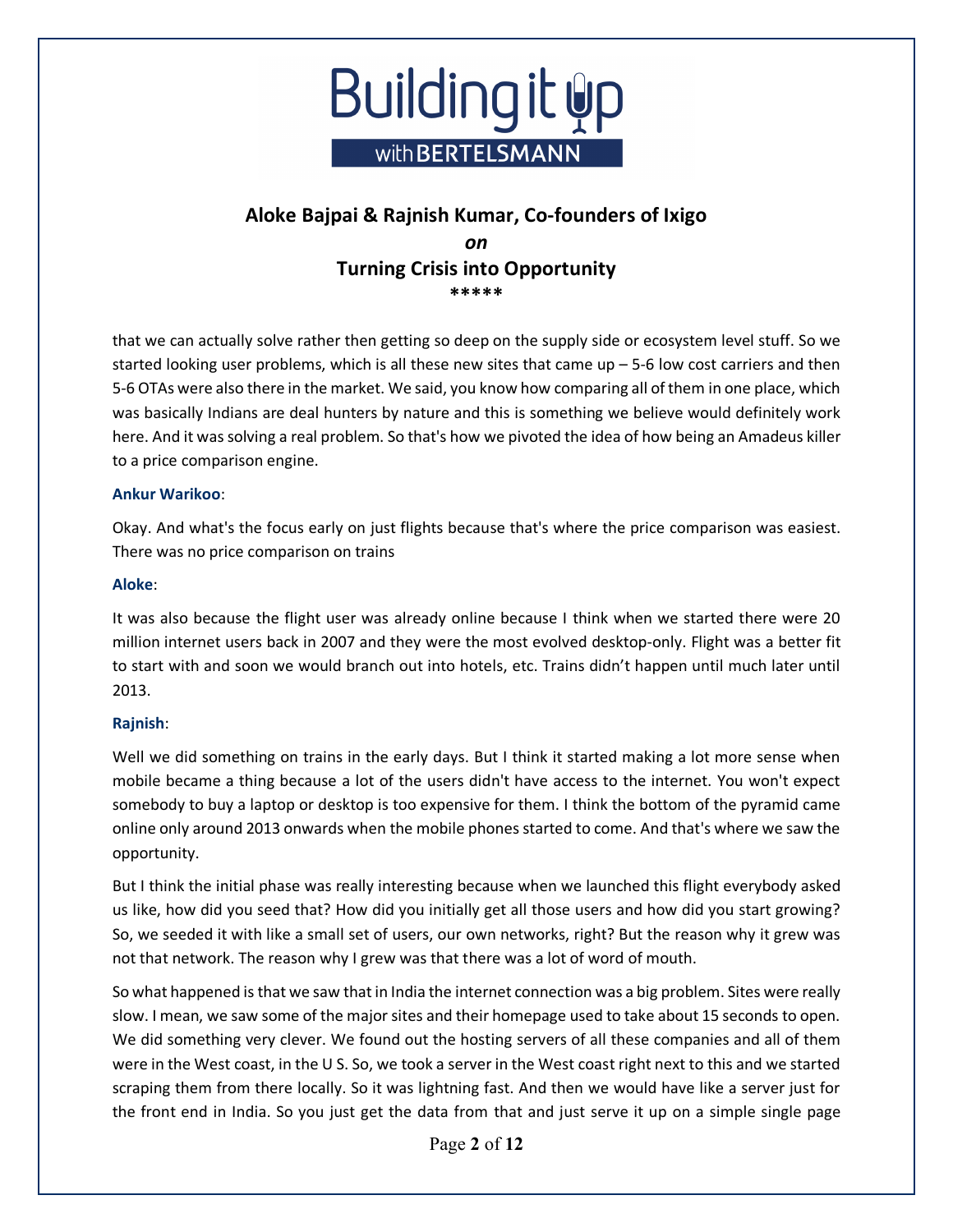that we can actually solve rather then getting so deep on the supply side or ecosystem level stuff. So we started looking user problems, which is all these new sites that came up – 5-6 low cost carriers and then 5-6 OTAs were also there in the market. We said, you know how comparing all of them in one place, which was basically Indians are deal hunters by nature and this is something we believe would definitely work here. And it was solving a real problem. So that's how we pivoted the idea of how being an Amadeus killer to a price comparison engine.

**Ankur Warikoo**:

Okay. And what's the focus early on just flights because that's where the price comparison was easiest. There was no price comparison on trains

**Aloke**:

It was also because the flight user was already online because I think when we started there were 20 million internet users back in 2007 and they were the most evolved desktop-only. Flight was a better fit to start with and soon we would branch out into hotels, etc. Trains didn't happen until much later until 2013.

**Rajnish**:

Well we did something on trains in the early days. But I think it started making a lot more sense when mobile became a thing because a lot of the users didn't have access to the internet. You won't expect somebody to buy a laptop or desktop is too expensive for them. I think the bottom of the pyramid came online only around 2013 onwards when the mobile phones started to come. And that's where we saw the opportunity.

But I think the initial phase was really interesting because when we launched this flight everybody asked us like, how did you seed that? How did you initially get all those users and how did you start growing? So, we seeded it with like a small set of users, our own networks, right? But the reason why it grew was not that network. The reason why I grew was that there was a lot of word of mouth.

So what happened is that we saw that in India the internet connection was a big problem. Sites were really slow. I mean, we saw some of the major sites and their homepage used to take about 15 seconds to open. We did something very clever. We found out the hosting servers of all these companies and all of them were in the West coast, in the U S. So, we took a server in the West coast right next to this and we started scraping them from there locally. So it was lightning fast. And then we would have like a server just for the front end in India. So you just get the data from that and just serve it up on a simple single page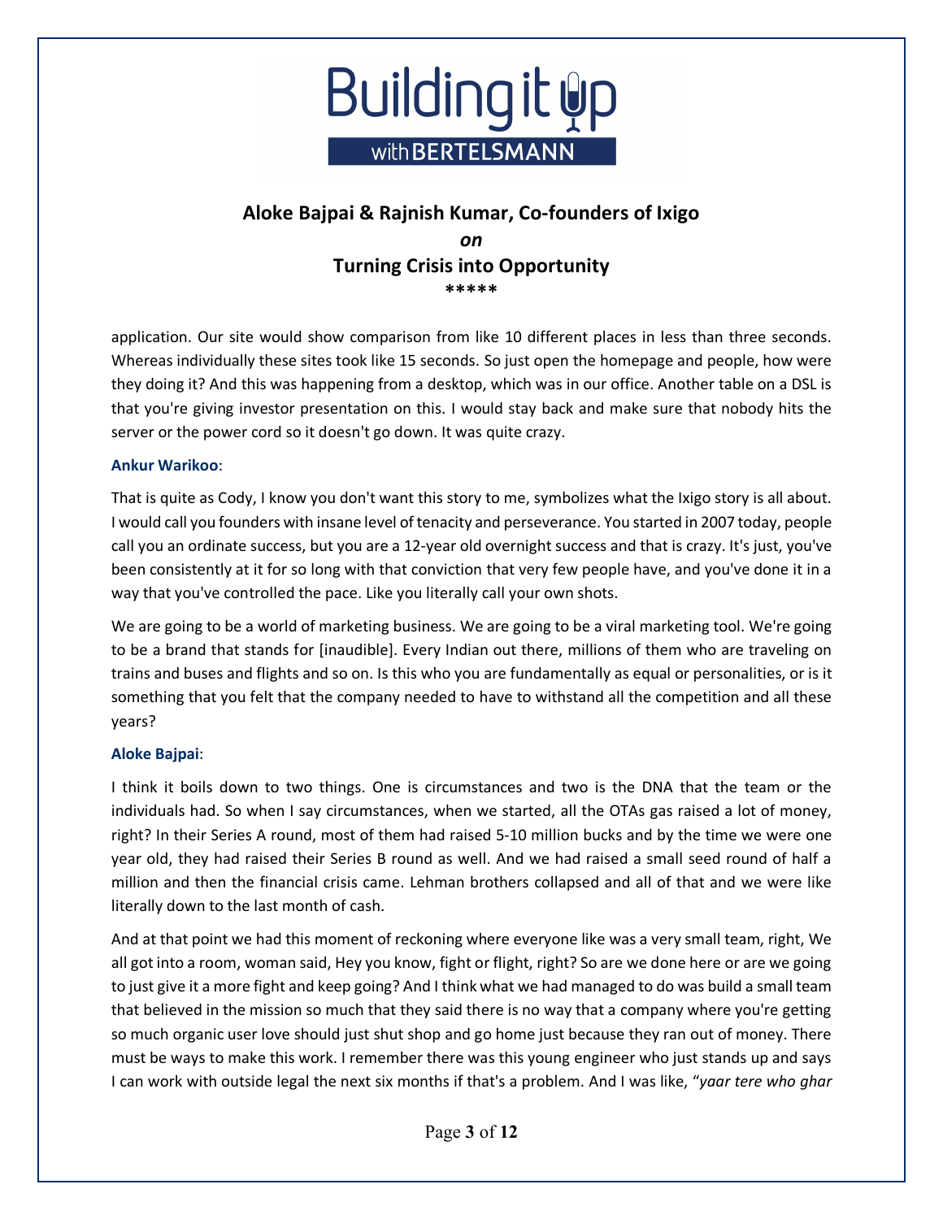application. Our site would show comparison from like 10 different places in less than three seconds. Whereas individually these sites took like 15 seconds. So just open the homepage and people, how were they doing it? And this was happening from a desktop, which was in our office. Another table on a DSL is that you're giving investor presentation on this. I would stay back and make sure that nobody hits the server or the power cord so it doesn't go down. It was quite crazy.

**Ankur Warikoo**:

That is quite as Cody, I know you don't want this story to me, symbolizes what the Ixigo story is all about. I would call you founders with insane level of tenacity and perseverance. You started in 2007 today, people call you an ordinate success, but you are a 12-year old overnight success and that is crazy. It's just, you've been consistently at it for so long with that conviction that very few people have, and you've done it in a way that you've controlled the pace. Like you literally call your own shots.

We are going to be a world of marketing business. We are going to be a viral marketing tool. We're going to be a brand that stands for [inaudible]. Every Indian out there, millions of them who are traveling on trains and buses and flights and so on. Is this who you are fundamentally as equal or personalities, or is it something that you felt that the company needed to have to withstand all the competition and all these years?

**Aloke Bajpai**:

I think it boils down to two things. One is circumstances and two is the DNA that the team or the individuals had. So when I say circumstances, when we started, all the OTAs gas raised a lot of money, right? In their Series A round, most of them had raised 5-10 million bucks and by the time we were one year old, they had raised their Series B round as well. And we had raised a small seed round of half a million and then the financial crisis came. Lehman brothers collapsed and all of that and we were like literally down to the last month of cash.

And at that point we had this moment of reckoning where everyone like was a very small team, right, We all got into a room, woman said, Hey you know, fight or flight, right? So are we done here or are we going to just give it a more fight and keep going? And I think what we had managed to do was build a small team that believed in the mission so much that they said there is no way that a company where you're getting so much organic user love should just shut shop and go home just because they ran out of money. There must be ways to make this work. I remember there was this young engineer who just stands up and says I can work with outside legal the next six months if that's a problem. And I was like, "*yaar tere who ghar*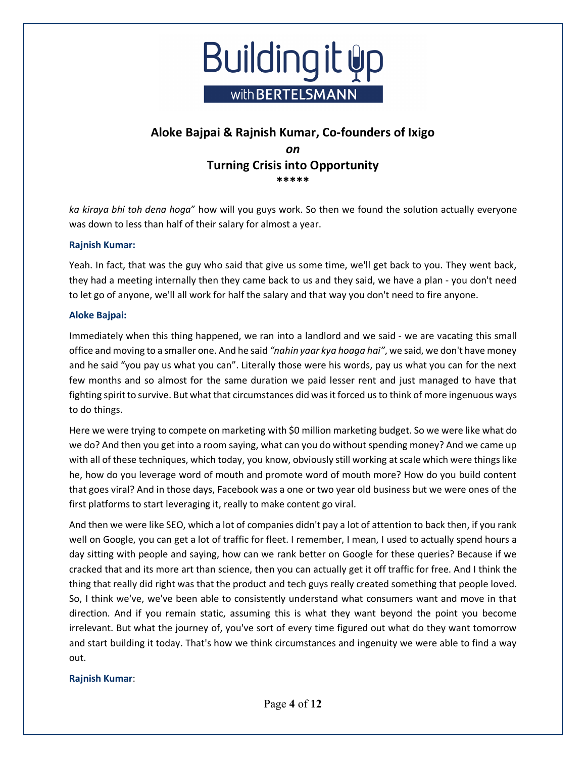*ka kiraya bhi toh dena hoga*" how will you guys work. So then we found the solution actually everyone was down to less than half of their salary for almost a year.

**Rajnish Kumar:**

Yeah. In fact, that was the guy who said that give us some time, we'll get back to you. They went back, they had a meeting internally then they came back to us and they said, we have a plan - you don't need to let go of anyone, we'll all work for half the salary and that way you don't need to fire anyone.

**Aloke Bajpai:**

Immediately when this thing happened, we ran into a landlord and we said - we are vacating this small office and moving to a smaller one. And he said *"nahin yaar kya hoaga hai"*, we said, we don't have money and he said "you pay us what you can". Literally those were his words, pay us what you can for the next few months and so almost for the same duration we paid lesser rent and just managed to have that fighting spirit to survive. But what that circumstances did was it forced us to think of more ingenuous ways to do things.

Here we were trying to compete on marketing with $0 million marketing budget. So we were like what do we do? And then you get into a room saying, what can you do without spending money? And we came up with all of these techniques, which today, you know, obviously still working at scale which were things like he, how do you leverage word of mouth and promote word of mouth more? How do you build content that goes viral? And in those days, Facebook was a one or two year old business but we were ones of the first platforms to start leveraging it, really to make content go viral.

And then we were like SEO, which a lot of companies didn't pay a lot of attention to back then, if you rank well on Google, you can get a lot of traffic for fleet. I remember, I mean, I used to actually spend hours a day sitting with people and saying, how can we rank better on Google for these queries? Because if we cracked that and its more art than science, then you can actually get it off traffic for free. And I think the thing that really did right was that the product and tech guys really created something that people loved. So, I think we've, we've been able to consistently understand what consumers want and move in that direction. And if you remain static, assuming this is what they want beyond the point you become irrelevant. But what the journey of, you've sort of every time figured out what do they want tomorrow and start building it today. That's how we think circumstances and ingenuity we were able to find a way out.

**Rajnish Kumar**: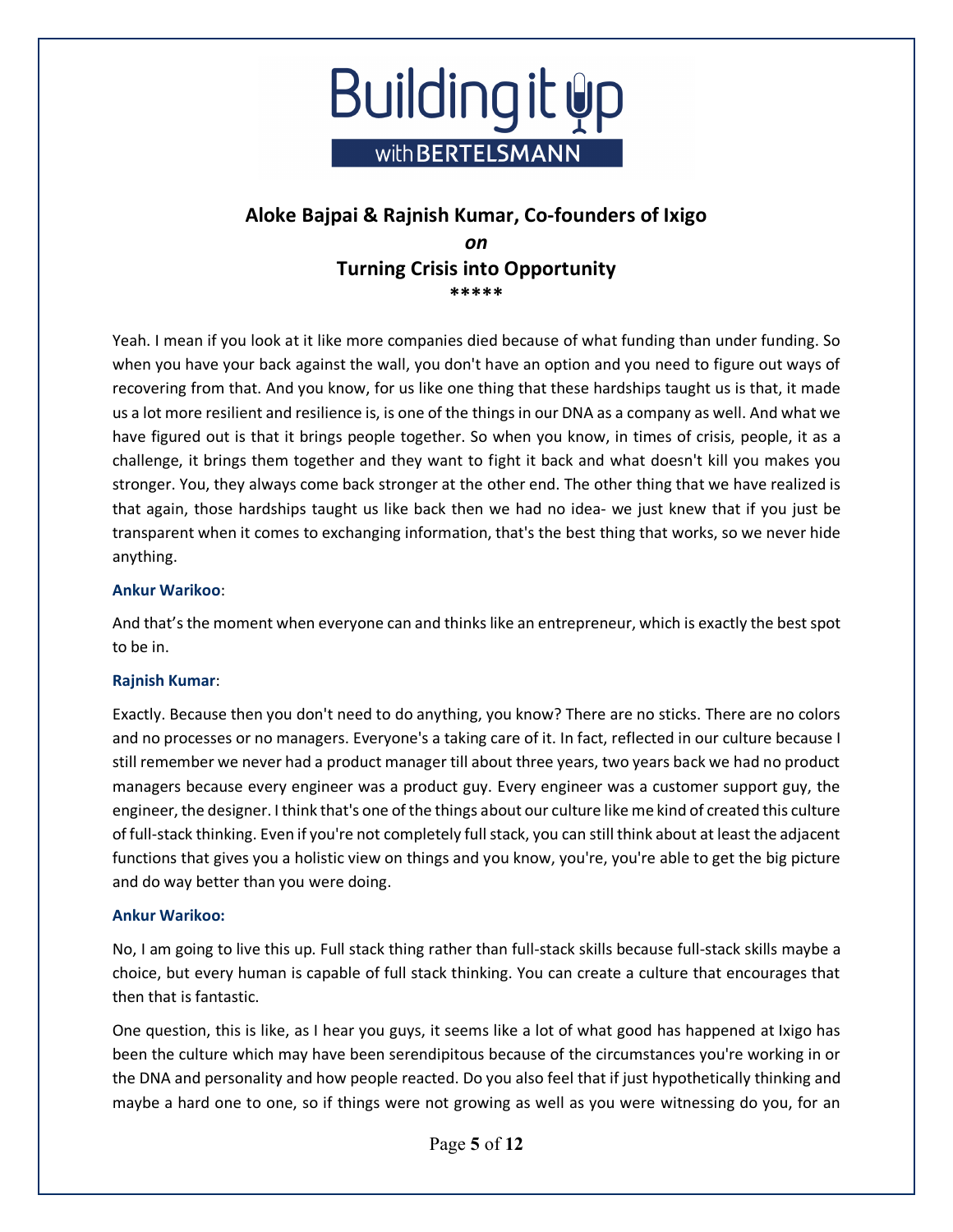**Aloke Bajpai & Rajnish Kumar, Co-founders of Ixigo**

***on***

**Turning Crisis into Opportunity**

**\*\*\*\*\***

Yeah. I mean if you look at it like more companies died because of what funding than under funding. So when you have your back against the wall, you don't have an option and you need to figure out ways of recovering from that. And you know, for us like one thing that these hardships taught us is that, it made us a lot more resilient and resilience is, is one of the things in our DNA as a company as well. And what we have figured out is that it brings people together. So when you know, in times of crisis, people, it as a challenge, it brings them together and they want to fight it back and what doesn't kill you makes you stronger. You, they always come back stronger at the other end. The other thing that we have realized is that again, those hardships taught us like back then we had no idea- we just knew that if you just be transparent when it comes to exchanging information, that's the best thing that works, so we never hide anything.

**Ankur Warikoo**:

And that's the moment when everyone can and thinks like an entrepreneur, which is exactly the best spot to be in.

**Rajnish Kumar**:

Exactly. Because then you don't need to do anything, you know? There are no sticks. There are no colors and no processes or no managers. Everyone's a taking care of it. In fact, reflected in our culture because I still remember we never had a product manager till about three years, two years back we had no product managers because every engineer was a product guy. Every engineer was a customer support guy, the engineer, the designer. I think that's one of the things about our culture like me kind of created this culture of full-stack thinking. Even if you're not completely full stack, you can still think about at least the adjacent functions that gives you a holistic view on things and you know, you're, you're able to get the big picture and do way better than you were doing.

**Ankur Warikoo:**

No, I am going to live this up. Full stack thing rather than full-stack skills because full-stack skills maybe a choice, but every human is capable of full stack thinking. You can create a culture that encourages that then that is fantastic.

One question, this is like, as I hear you guys, it seems like a lot of what good has happened at Ixigo has been the culture which may have been serendipitous because of the circumstances you're working in or the DNA and personality and how people reacted. Do you also feel that if just hypothetically thinking and maybe a hard one to one, so if things were not growing as well as you were witnessing do you, for an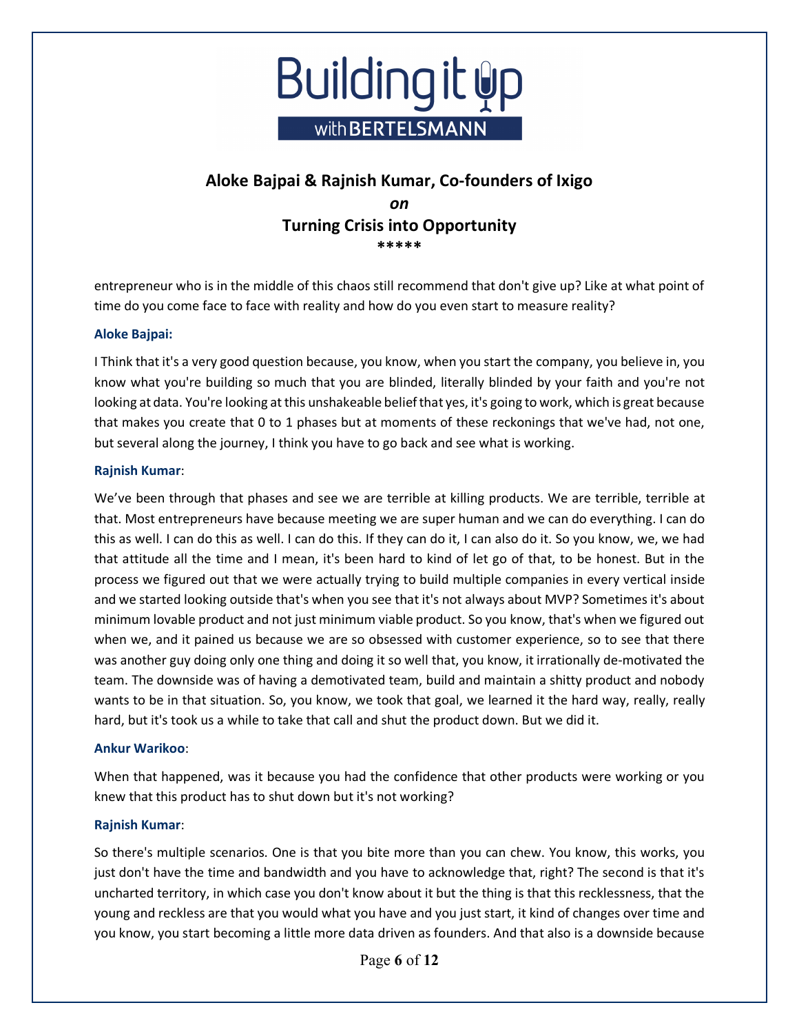entrepreneur who is in the middle of this chaos still recommend that don't give up? Like at what point of time do you come face to face with reality and how do you even start to measure reality?

**Aloke Bajpai:**

I Think that it's a very good question because, you know, when you start the company, you believe in, you know what you're building so much that you are blinded, literally blinded by your faith and you're not looking at data. You're looking at this unshakeable belief that yes, it's going to work, which is great because that makes you create that 0 to 1 phases but at moments of these reckonings that we've had, not one, but several along the journey, I think you have to go back and see what is working.

**Rajnish Kumar**:

We've been through that phases and see we are terrible at killing products. We are terrible, terrible at that. Most entrepreneurs have because meeting we are super human and we can do everything. I can do this as well. I can do this as well. I can do this. If they can do it, I can also do it. So you know, we, we had that attitude all the time and I mean, it's been hard to kind of let go of that, to be honest. But in the process we figured out that we were actually trying to build multiple companies in every vertical inside and we started looking outside that's when you see that it's not always about MVP? Sometimes it's about minimum lovable product and not just minimum viable product. So you know, that's when we figured out when we, and it pained us because we are so obsessed with customer experience, so to see that there was another guy doing only one thing and doing it so well that, you know, it irrationally de-motivated the team. The downside was of having a demotivated team, build and maintain a shitty product and nobody wants to be in that situation. So, you know, we took that goal, we learned it the hard way, really, really hard, but it's took us a while to take that call and shut the product down. But we did it.

**Ankur Warikoo**:

When that happened, was it because you had the confidence that other products were working or you knew that this product has to shut down but it's not working?

**Rajnish Kumar**:

So there's multiple scenarios. One is that you bite more than you can chew. You know, this works, you just don't have the time and bandwidth and you have to acknowledge that, right? The second is that it's uncharted territory, in which case you don't know about it but the thing is that this recklessness, that the young and reckless are that you would what you have and you just start, it kind of changes over time and you know, you start becoming a little more data driven as founders. And that also is a downside because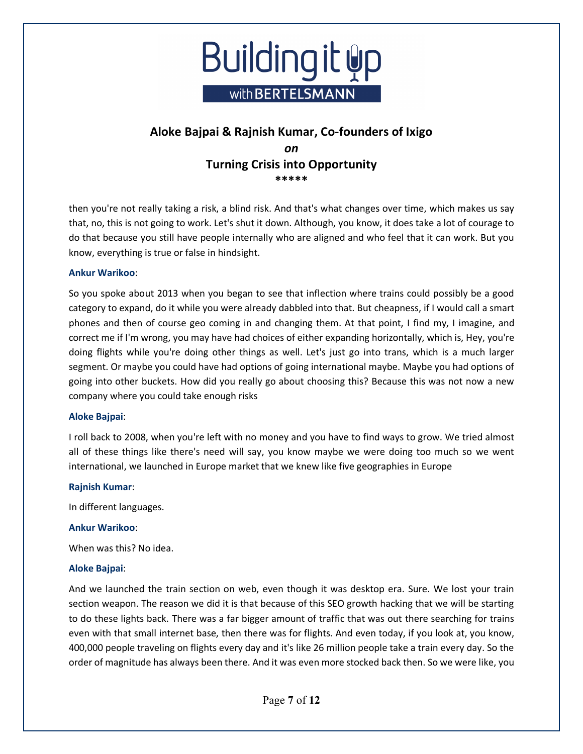then you're not really taking a risk, a blind risk. And that's what changes over time, which makes us say that, no, this is not going to work. Let's shut it down. Although, you know, it does take a lot of courage to do that because you still have people internally who are aligned and who feel that it can work. But you know, everything is true or false in hindsight.

**Ankur Warikoo**:

So you spoke about 2013 when you began to see that inflection where trains could possibly be a good category to expand, do it while you were already dabbled into that. But cheapness, if I would call a smart phones and then of course geo coming in and changing them. At that point, I find my, I imagine, and correct me if I'm wrong, you may have had choices of either expanding horizontally, which is, Hey, you're doing flights while you're doing other things as well. Let's just go into trans, which is a much larger segment. Or maybe you could have had options of going international maybe. Maybe you had options of going into other buckets. How did you really go about choosing this? Because this was not now a new company where you could take enough risks

**Aloke Bajpai**:

I roll back to 2008, when you're left with no money and you have to find ways to grow. We tried almost all of these things like there's need will say, you know maybe we were doing too much so we went international, we launched in Europe market that we knew like five geographies in Europe

**Rajnish Kumar**:

In different languages.

**Ankur Warikoo**:

When was this? No idea.

**Aloke Bajpai**:

And we launched the train section on web, even though it was desktop era. Sure. We lost your train section weapon. The reason we did it is that because of this SEO growth hacking that we will be starting to do these lights back. There was a far bigger amount of traffic that was out there searching for trains even with that small internet base, then there was for flights. And even today, if you look at, you know, 400,000 people traveling on flights every day and it's like 26 million people take a train every day. So the order of magnitude has always been there. And it was even more stocked back then. So we were like, you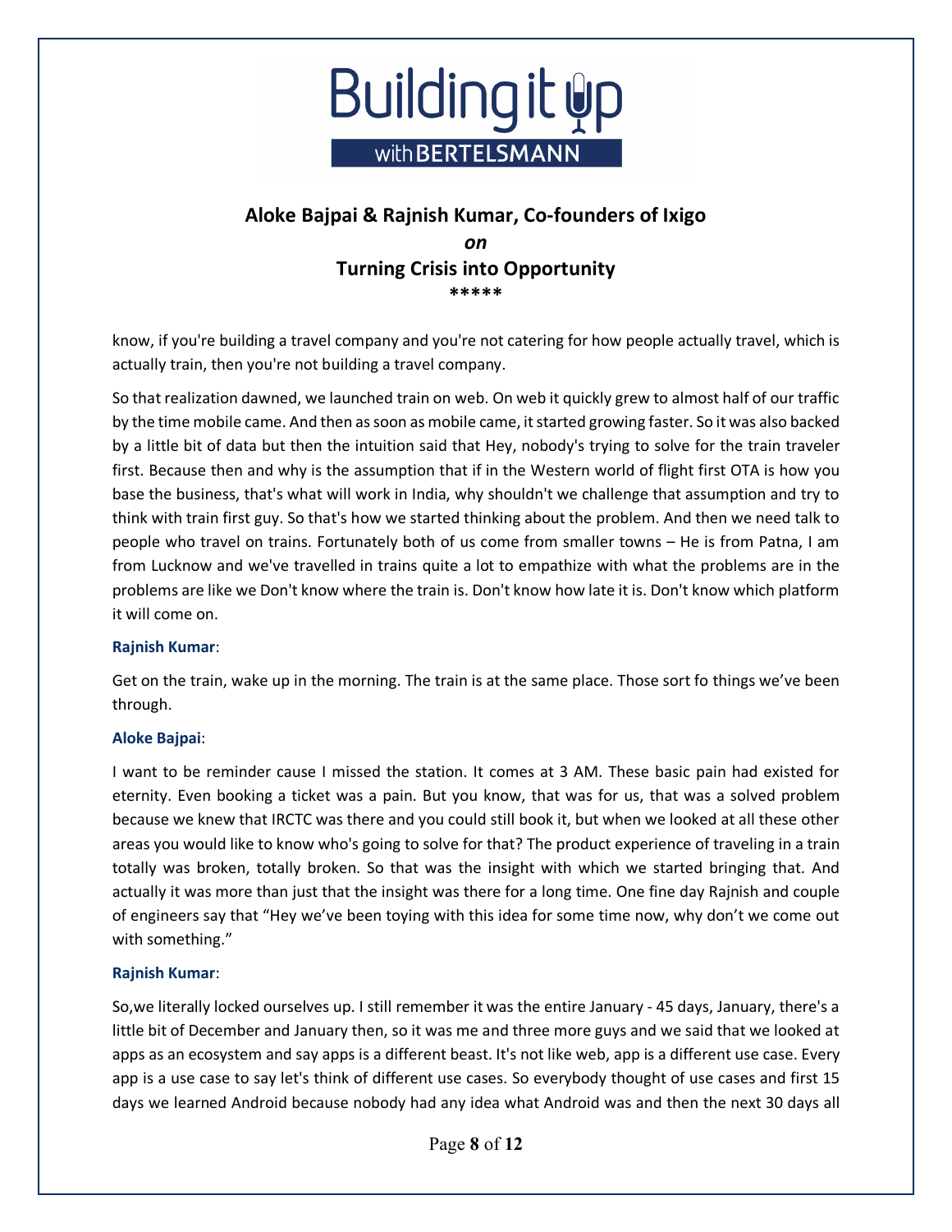know, if you're building a travel company and you're not catering for how people actually travel, which is actually train, then you're not building a travel company.

So that realization dawned, we launched train on web. On web it quickly grew to almost half of our traffic by the time mobile came. And then as soon as mobile came, it started growing faster. So it was also backed by a little bit of data but then the intuition said that Hey, nobody's trying to solve for the train traveler first. Because then and why is the assumption that if in the Western world of flight first OTA is how you base the business, that's what will work in India, why shouldn't we challenge that assumption and try to think with train first guy. So that's how we started thinking about the problem. And then we need talk to people who travel on trains. Fortunately both of us come from smaller towns – He is from Patna, I am from Lucknow and we've travelled in trains quite a lot to empathize with what the problems are in the problems are like we Don't know where the train is. Don't know how late it is. Don't know which platform it will come on.

**Rajnish Kumar**:

Get on the train, wake up in the morning. The train is at the same place. Those sort fo things we've been through.

**Aloke Bajpai**:

I want to be reminder cause I missed the station. It comes at 3 AM. These basic pain had existed for eternity. Even booking a ticket was a pain. But you know, that was for us, that was a solved problem because we knew that IRCTC was there and you could still book it, but when we looked at all these other areas you would like to know who's going to solve for that? The product experience of traveling in a train totally was broken, totally broken. So that was the insight with which we started bringing that. And actually it was more than just that the insight was there for a long time. One fine day Rajnish and couple of engineers say that "Hey we've been toying with this idea for some time now, why don't we come out with something."

**Rajnish Kumar**:

So,we literally locked ourselves up. I still remember it was the entire January - 45 days, January, there's a little bit of December and January then, so it was me and three more guys and we said that we looked at apps as an ecosystem and say apps is a different beast. It's not like web, app is a different use case. Every app is a use case to say let's think of different use cases. So everybody thought of use cases and first 15 days we learned Android because nobody had any idea what Android was and then the next 30 days all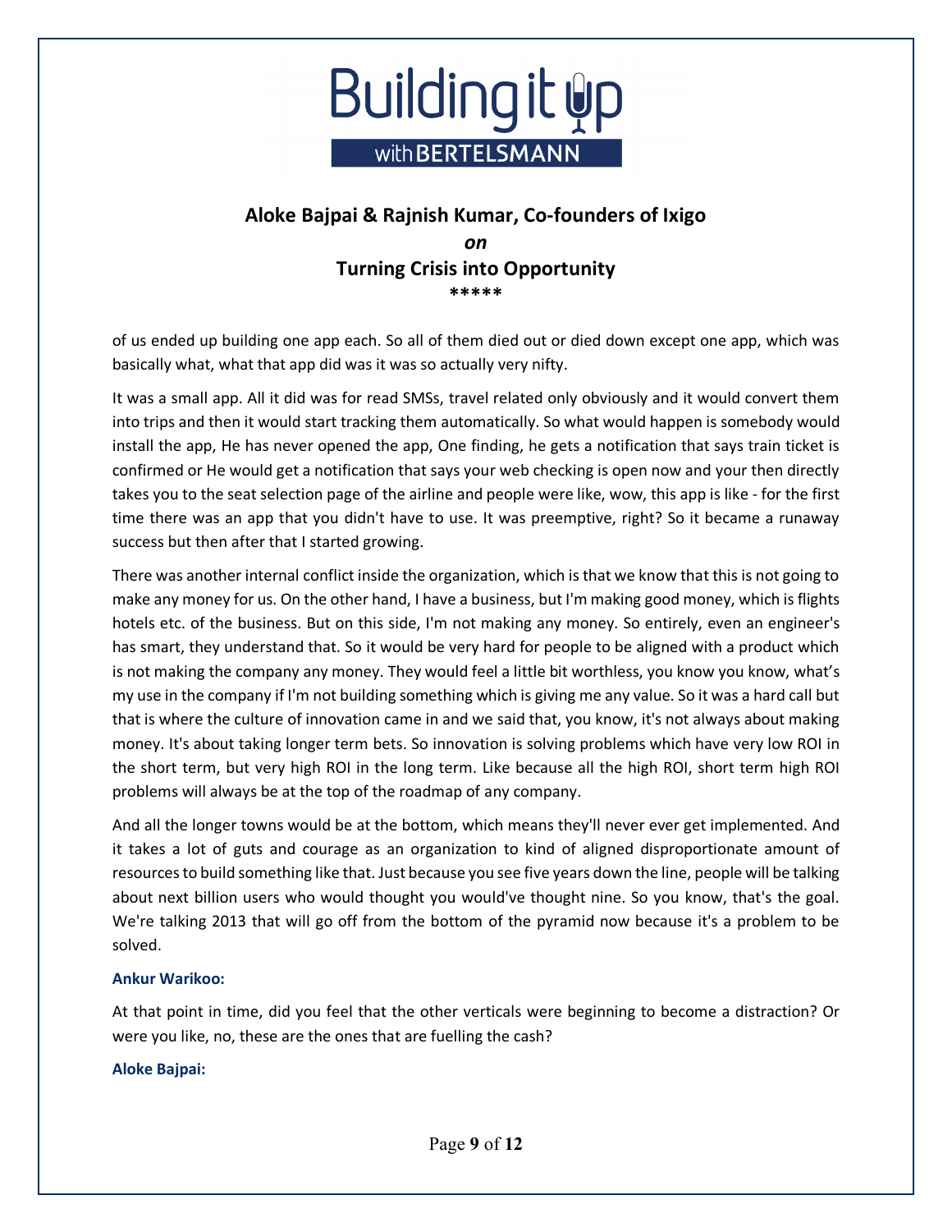of us ended up building one app each. So all of them died out or died down except one app, which was basically what, what that app did was it was so actually very nifty.

It was a small app. All it did was for read SMSs, travel related only obviously and it would convert them into trips and then it would start tracking them automatically. So what would happen is somebody would install the app, He has never opened the app, One finding, he gets a notification that says train ticket is confirmed or He would get a notification that says your web checking is open now and your then directly takes you to the seat selection page of the airline and people were like, wow, this app is like - for the first time there was an app that you didn't have to use. It was preemptive, right? So it became a runaway success but then after that I started growing.

There was another internal conflict inside the organization, which is that we know that this is not going to make any money for us. On the other hand, I have a business, but I'm making good money, which is flights hotels etc. of the business. But on this side, I'm not making any money. So entirely, even an engineer's has smart, they understand that. So it would be very hard for people to be aligned with a product which is not making the company any money. They would feel a little bit worthless, you know you know, what's my use in the company if I'm not building something which is giving me any value. So it was a hard call but that is where the culture of innovation came in and we said that, you know, it's not always about making money. It's about taking longer term bets. So innovation is solving problems which have very low ROI in the short term, but very high ROI in the long term. Like because all the high ROI, short term high ROI problems will always be at the top of the roadmap of any company.

And all the longer towns would be at the bottom, which means they'll never ever get implemented. And it takes a lot of guts and courage as an organization to kind of aligned disproportionate amount of resources to build something like that. Just because you see five years down the line, people will be talking about next billion users who would thought you would've thought nine. So you know, that's the goal. We're talking 2013 that will go off from the bottom of the pyramid now because it's a problem to be solved.

**Ankur Warikoo:**

At that point in time, did you feel that the other verticals were beginning to become a distraction? Or were you like, no, these are the ones that are fuelling the cash?

**Aloke Bajpai:**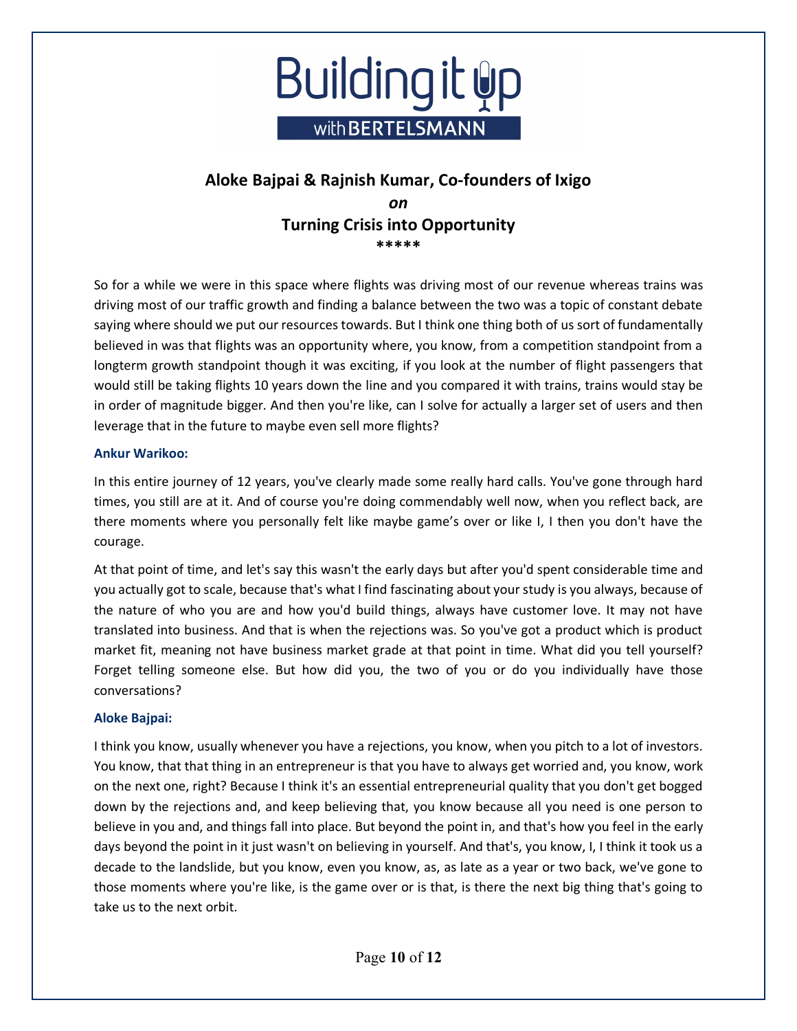# Aloke Bajpai & Rajnish Kumar, Co-founders of Ixigo

***on***

**Turning Crisis into Opportunity**

\*\*\*\*\*

So for a while we were in this space where flights was driving most of our revenue whereas trains was driving most of our traffic growth and finding a balance between the two was a topic of constant debate saying where should we put our resources towards. But I think one thing both of us sort of fundamentally believed in was that flights was an opportunity where, you know, from a competition standpoint from a longterm growth standpoint though it was exciting, if you look at the number of flight passengers that would still be taking flights 10 years down the line and you compared it with trains, trains would stay be in order of magnitude bigger. And then you're like, can I solve for actually a larger set of users and then leverage that in the future to maybe even sell more flights?

**Ankur Warikoo:**

In this entire journey of 12 years, you've clearly made some really hard calls. You've gone through hard times, you still are at it. And of course you're doing commendably well now, when you reflect back, are there moments where you personally felt like maybe game's over or like I, I then you don't have the courage.

At that point of time, and let's say this wasn't the early days but after you'd spent considerable time and you actually got to scale, because that's what I find fascinating about your study is you always, because of the nature of who you are and how you'd build things, always have customer love. It may not have translated into business. And that is when the rejections was. So you've got a product which is product market fit, meaning not have business market grade at that point in time. What did you tell yourself? Forget telling someone else. But how did you, the two of you or do you individually have those conversations?

**Aloke Bajpai:**

I think you know, usually whenever you have a rejections, you know, when you pitch to a lot of investors. You know, that that thing in an entrepreneur is that you have to always get worried and, you know, work on the next one, right? Because I think it's an essential entrepreneurial quality that you don't get bogged down by the rejections and, and keep believing that, you know because all you need is one person to believe in you and, and things fall into place. But beyond the point in, and that's how you feel in the early days beyond the point in it just wasn't on believing in yourself. And that's, you know, I, I think it took us a decade to the landslide, but you know, even you know, as, as late as a year or two back, we've gone to those moments where you're like, is the game over or is that, is there the next big thing that's going to take us to the next orbit.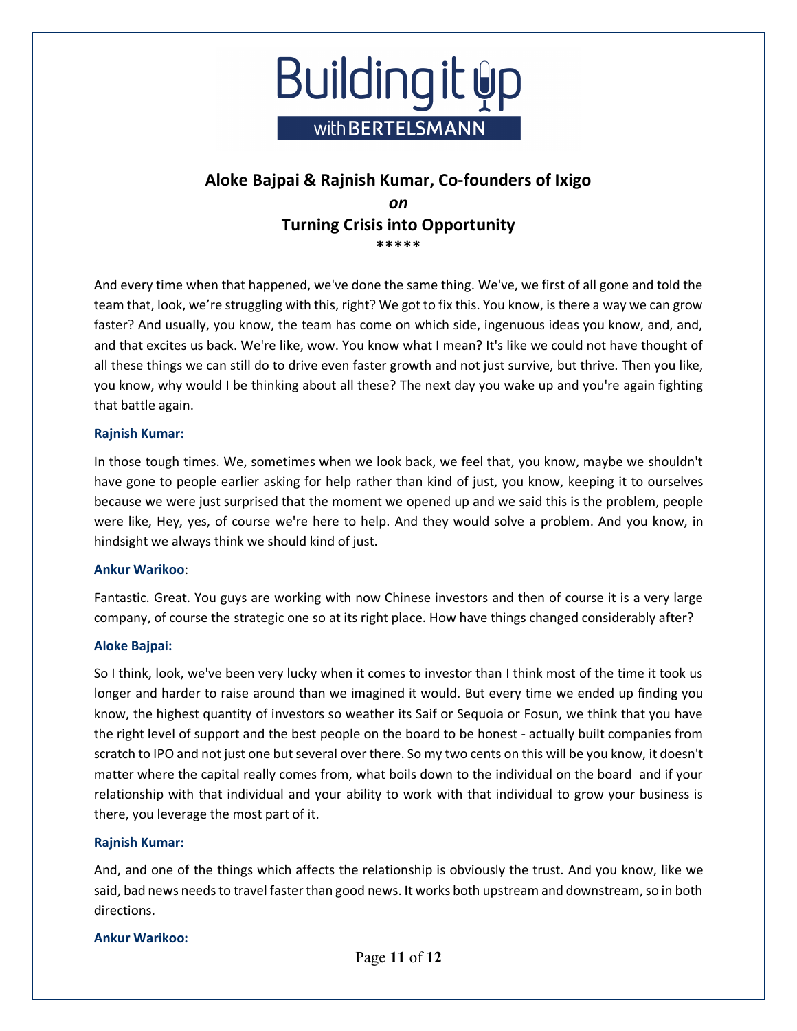## Aloke Bajpai & Rajnish Kumar, Co-founders of Ixigo

*on*

## Turning Crisis into Opportunity

*****

And every time when that happened, we've done the same thing. We've, we first of all gone and told the team that, look, we're struggling with this, right? We got to fix this. You know, is there a way we can grow faster? And usually, you know, the team has come on which side, ingenuous ideas you know, and, and, and that excites us back. We're like, wow. You know what I mean? It's like we could not have thought of all these things we can still do to drive even faster growth and not just survive, but thrive. Then you like, you know, why would I be thinking about all these? The next day you wake up and you're again fighting that battle again.

**Rajnish Kumar:**

In those tough times. We, sometimes when we look back, we feel that, you know, maybe we shouldn't have gone to people earlier asking for help rather than kind of just, you know, keeping it to ourselves because we were just surprised that the moment we opened up and we said this is the problem, people were like, Hey, yes, of course we're here to help. And they would solve a problem. And you know, in hindsight we always think we should kind of just.

**Ankur Warikoo**:

Fantastic. Great. You guys are working with now Chinese investors and then of course it is a very large company, of course the strategic one so at its right place. How have things changed considerably after?

**Aloke Bajpai:**

So I think, look, we've been very lucky when it comes to investor than I think most of the time it took us longer and harder to raise around than we imagined it would. But every time we ended up finding you know, the highest quantity of investors so weather its Saif or Sequoia or Fosun, we think that you have the right level of support and the best people on the board to be honest - actually built companies from scratch to IPO and not just one but several over there. So my two cents on this will be you know, it doesn't matter where the capital really comes from, what boils down to the individual on the board and if your relationship with that individual and your ability to work with that individual to grow your business is there, you leverage the most part of it.

**Rajnish Kumar:**

And, and one of the things which affects the relationship is obviously the trust. And you know, like we said, bad news needs to travel faster than good news. It works both upstream and downstream, so in both directions.

**Ankur Warikoo:**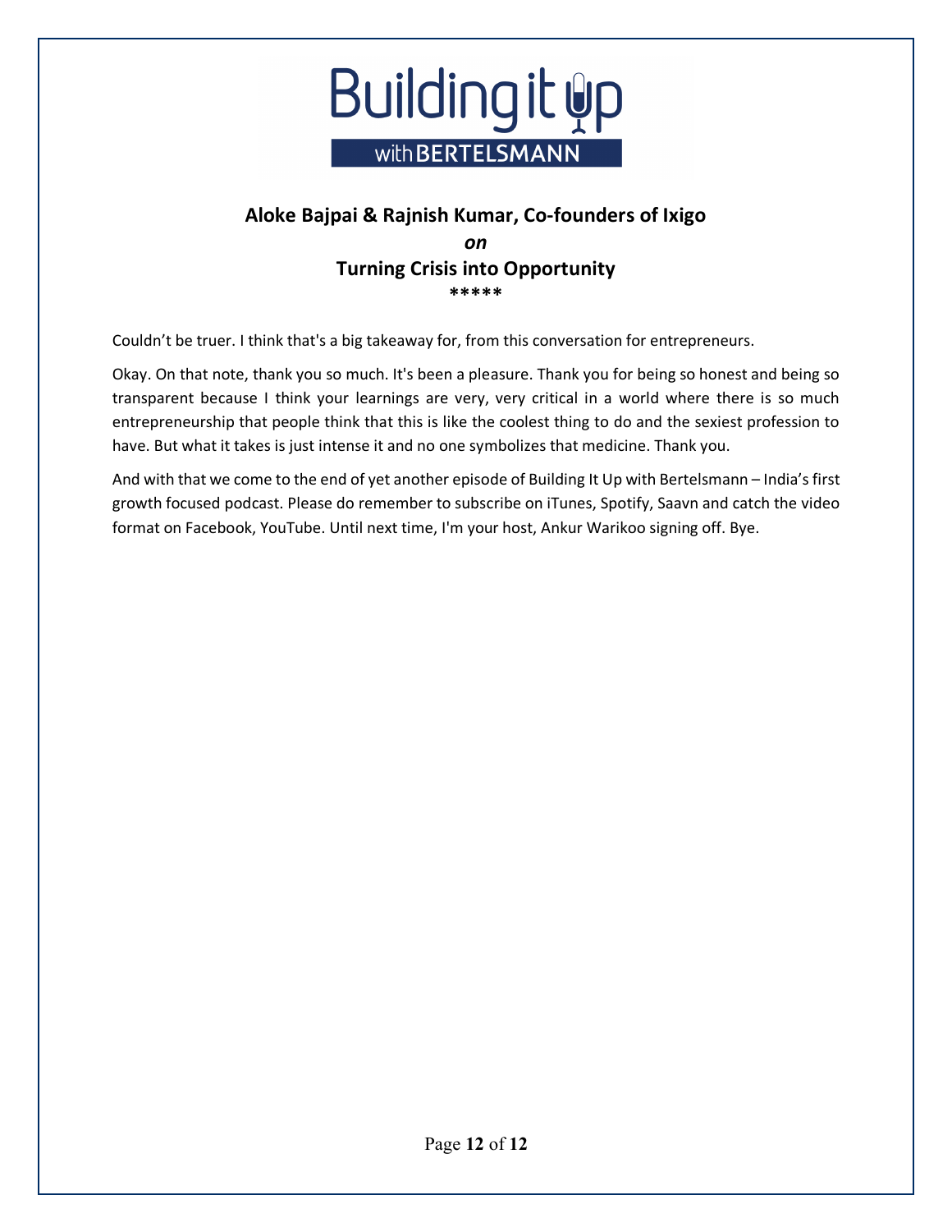## Aloke Bajpai & Rajnish Kumar, Co-founders of Ixigo

***on***

## Turning Crisis into Opportunity

*****

Couldn't be truer. I think that's a big takeaway for, from this conversation for entrepreneurs.

Okay. On that note, thank you so much. It's been a pleasure. Thank you for being so honest and being so transparent because I think your learnings are very, very critical in a world where there is so much entrepreneurship that people think that this is like the coolest thing to do and the sexiest profession to have. But what it takes is just intense it and no one symbolizes that medicine. Thank you.

And with that we come to the end of yet another episode of Building It Up with Bertelsmann – India's first growth focused podcast. Please do remember to subscribe on iTunes, Spotify, Saavn and catch the video format on Facebook, YouTube. Until next time, I'm your host, Ankur Warikoo signing off. Bye.